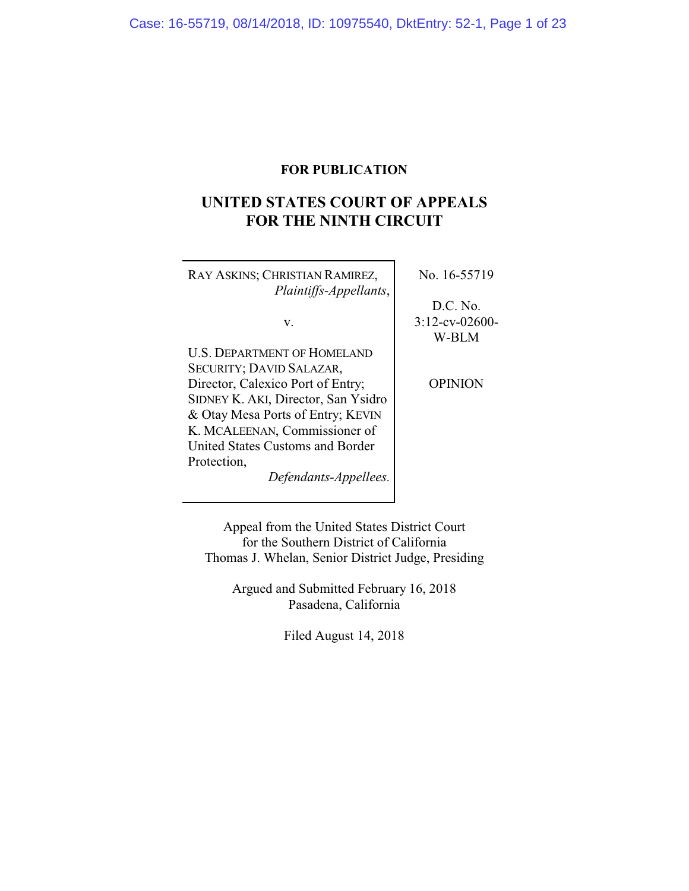**FOR PUBLICATION**

# UNITED STATES COURT OF APPEALS FOR THE NINTH CIRCUIT

RAY ASKINS; CHRISTIAN RAMIREZ,
*Plaintiffs-Appellants*,

v.

U.S. DEPARTMENT OF HOMELAND SECURITY; DAVID SALAZAR, Director, Calexico Port of Entry; SIDNEY K. AKI, Director, San Ysidro & Otay Mesa Ports of Entry; KEVIN K. MCALEENAN, Commissioner of United States Customs and Border Protection,
*Defendants-Appellees.*

No. 16-55719

D.C. No. 3:12-cv-02600-W-BLM

OPINION

Appeal from the United States District Court
for the Southern District of California
Thomas J. Whelan, Senior District Judge, Presiding

Argued and Submitted February 16, 2018
Pasadena, California

Filed August 14, 2018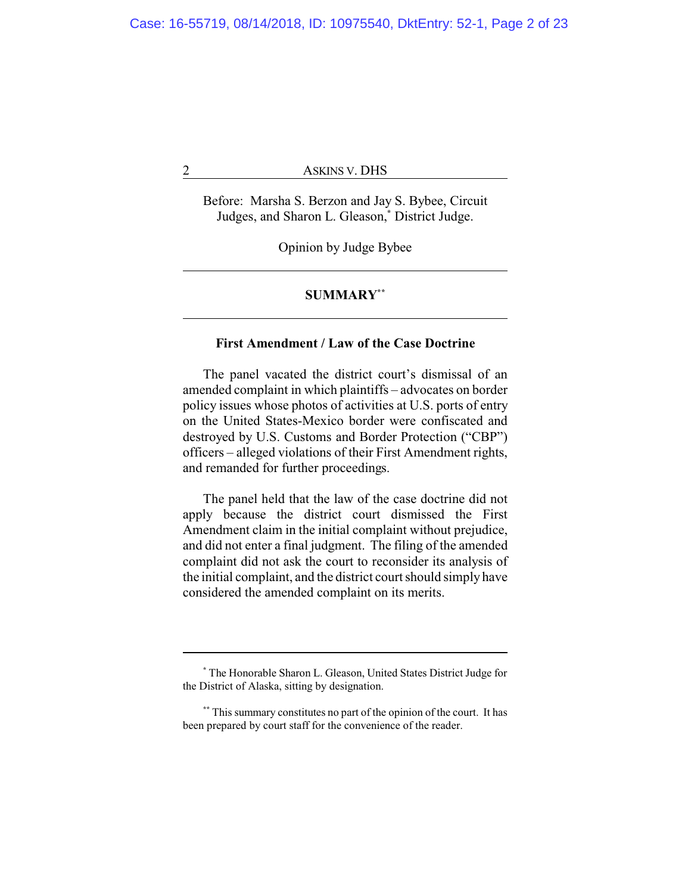Before: Marsha S. Berzon and Jay S. Bybee, Circuit Judges, and Sharon L. Gleason,* District Judge.

Opinion by Judge Bybee

## SUMMARY**

### First Amendment / Law of the Case Doctrine

The panel vacated the district court's dismissal of an amended complaint in which plaintiffs – advocates on border policy issues whose photos of activities at U.S. ports of entry on the United States-Mexico border were confiscated and destroyed by U.S. Customs and Border Protection ("CBP") officers – alleged violations of their First Amendment rights, and remanded for further proceedings.

The panel held that the law of the case doctrine did not apply because the district court dismissed the First Amendment claim in the initial complaint without prejudice, and did not enter a final judgment. The filing of the amended complaint did not ask the court to reconsider its analysis of the initial complaint, and the district court should simply have considered the amended complaint on its merits.

---

* The Honorable Sharon L. Gleason, United States District Judge for the District of Alaska, sitting by designation.

** This summary constitutes no part of the opinion of the court. It has been prepared by court staff for the convenience of the reader.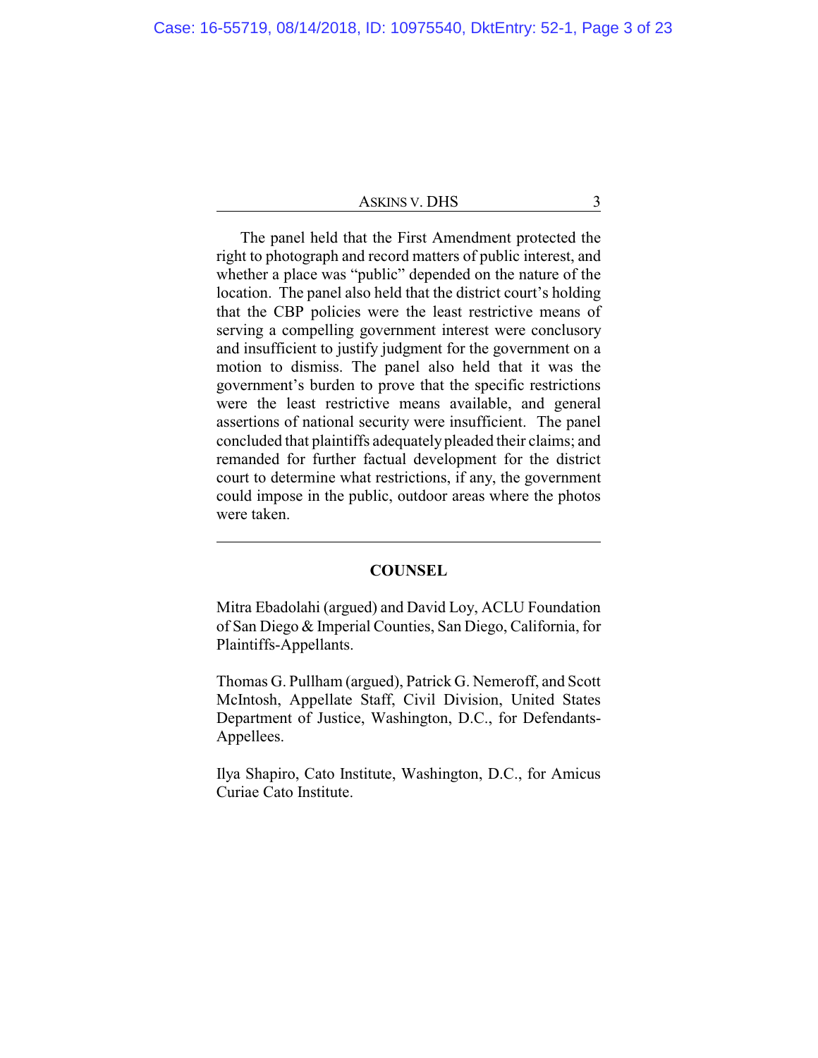The panel held that the First Amendment protected the right to photograph and record matters of public interest, and whether a place was "public" depended on the nature of the location. The panel also held that the district court's holding that the CBP policies were the least restrictive means of serving a compelling government interest were conclusory and insufficient to justify judgment for the government on a motion to dismiss. The panel also held that it was the government's burden to prove that the specific restrictions were the least restrictive means available, and general assertions of national security were insufficient. The panel concluded that plaintiffs adequately pleaded their claims; and remanded for further factual development for the district court to determine what restrictions, if any, the government could impose in the public, outdoor areas where the photos were taken.

---

## COUNSEL

Mitra Ebadolahi (argued) and David Loy, ACLU Foundation of San Diego & Imperial Counties, San Diego, California, for Plaintiffs-Appellants.

Thomas G. Pullham (argued), Patrick G. Nemeroff, and Scott McIntosh, Appellate Staff, Civil Division, United States Department of Justice, Washington, D.C., for Defendants-Appellees.

Ilya Shapiro, Cato Institute, Washington, D.C., for Amicus Curiae Cato Institute.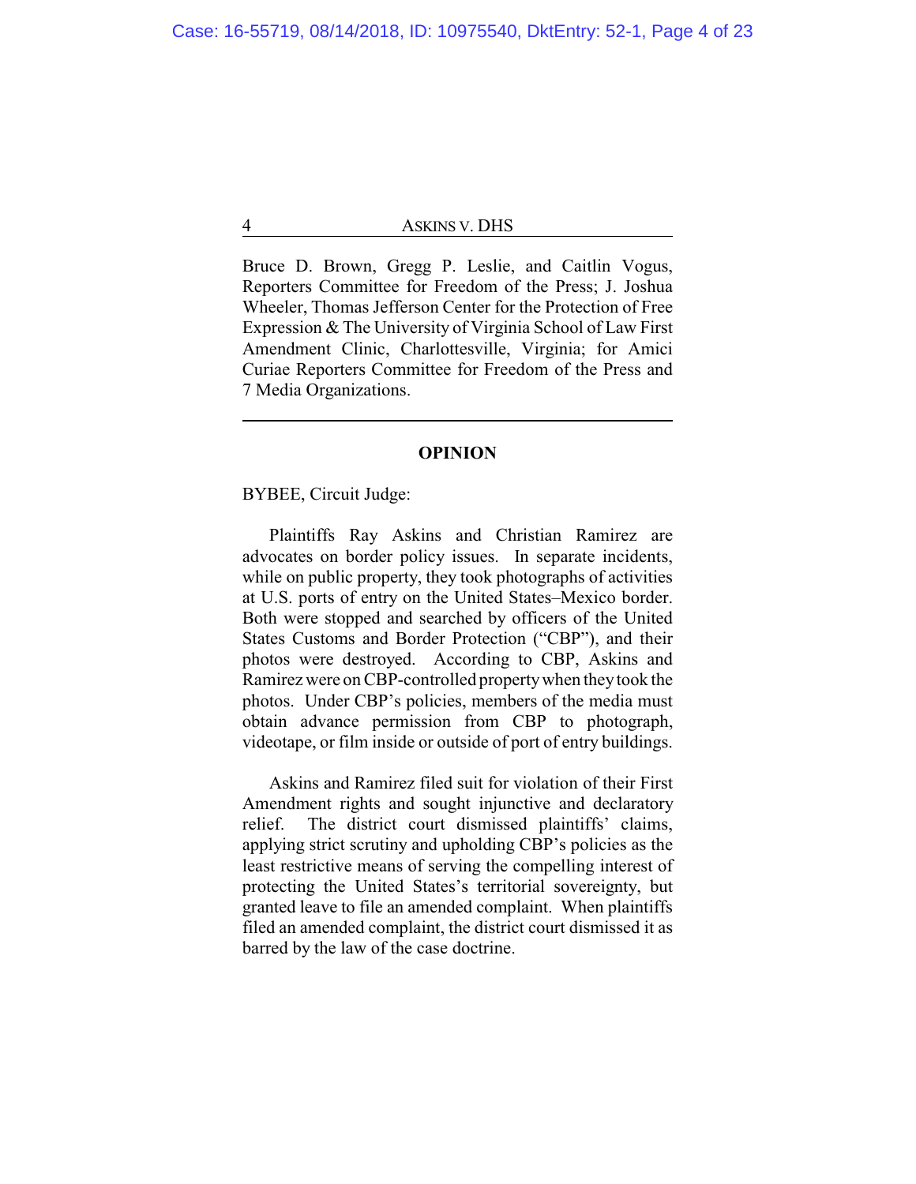Bruce D. Brown, Gregg P. Leslie, and Caitlin Vogus, Reporters Committee for Freedom of the Press; J. Joshua Wheeler, Thomas Jefferson Center for the Protection of Free Expression & The University of Virginia School of Law First Amendment Clinic, Charlottesville, Virginia; for Amici Curiae Reporters Committee for Freedom of the Press and 7 Media Organizations.

---

## OPINION

BYBEE, Circuit Judge:

Plaintiffs Ray Askins and Christian Ramirez are advocates on border policy issues. In separate incidents, while on public property, they took photographs of activities at U.S. ports of entry on the United States–Mexico border. Both were stopped and searched by officers of the United States Customs and Border Protection ("CBP"), and their photos were destroyed. According to CBP, Askins and Ramirez were on CBP-controlled property when they took the photos. Under CBP's policies, members of the media must obtain advance permission from CBP to photograph, videotape, or film inside or outside of port of entry buildings.

Askins and Ramirez filed suit for violation of their First Amendment rights and sought injunctive and declaratory relief. The district court dismissed plaintiffs' claims, applying strict scrutiny and upholding CBP's policies as the least restrictive means of serving the compelling interest of protecting the United States's territorial sovereignty, but granted leave to file an amended complaint. When plaintiffs filed an amended complaint, the district court dismissed it as barred by the law of the case doctrine.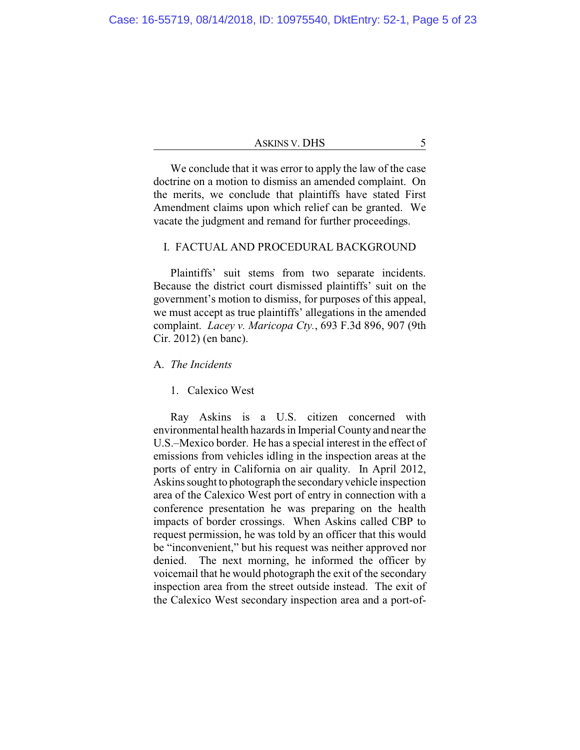We conclude that it was error to apply the law of the case doctrine on a motion to dismiss an amended complaint. On the merits, we conclude that plaintiffs have stated First Amendment claims upon which relief can be granted. We vacate the judgment and remand for further proceedings.

## I. FACTUAL AND PROCEDURAL BACKGROUND

Plaintiffs' suit stems from two separate incidents. Because the district court dismissed plaintiffs' suit on the government's motion to dismiss, for purposes of this appeal, we must accept as true plaintiffs' allegations in the amended complaint. *Lacey v. Maricopa Cty.*, 693 F.3d 896, 907 (9th Cir. 2012) (en banc).

### A. *The Incidents*

#### 1. Calexico West

Ray Askins is a U.S. citizen concerned with environmental health hazards in Imperial County and near the U.S.–Mexico border. He has a special interest in the effect of emissions from vehicles idling in the inspection areas at the ports of entry in California on air quality. In April 2012, Askins sought to photograph the secondary vehicle inspection area of the Calexico West port of entry in connection with a conference presentation he was preparing on the health impacts of border crossings. When Askins called CBP to request permission, he was told by an officer that this would be "inconvenient," but his request was neither approved nor denied. The next morning, he informed the officer by voicemail that he would photograph the exit of the secondary inspection area from the street outside instead. The exit of the Calexico West secondary inspection area and a port-of-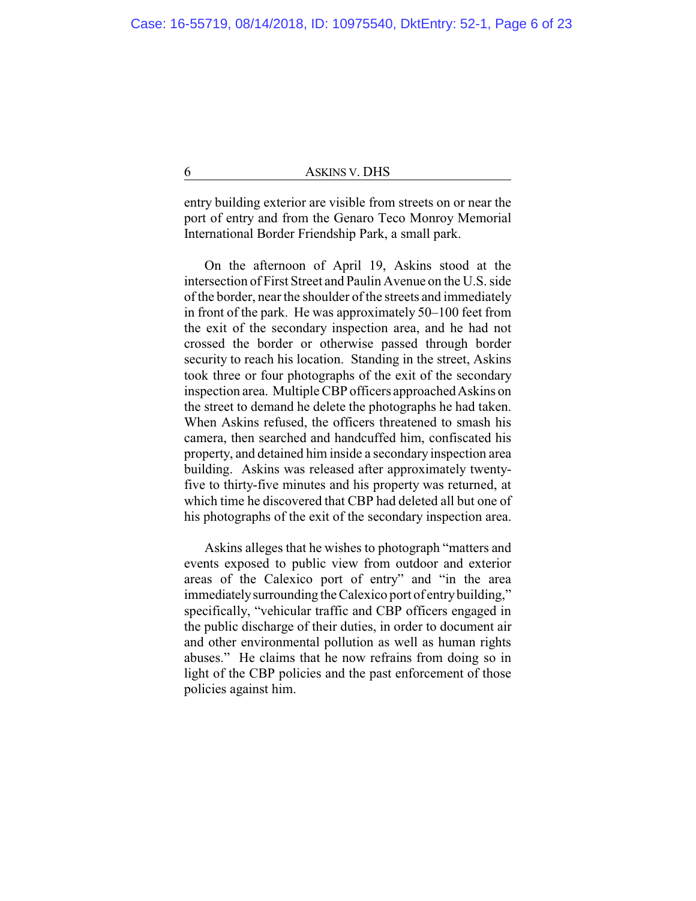entry building exterior are visible from streets on or near the port of entry and from the Genaro Teco Monroy Memorial International Border Friendship Park, a small park.

On the afternoon of April 19, Askins stood at the intersection of First Street and Paulin Avenue on the U.S. side of the border, near the shoulder of the streets and immediately in front of the park. He was approximately 50–100 feet from the exit of the secondary inspection area, and he had not crossed the border or otherwise passed through border security to reach his location. Standing in the street, Askins took three or four photographs of the exit of the secondary inspection area. Multiple CBP officers approached Askins on the street to demand he delete the photographs he had taken. When Askins refused, the officers threatened to smash his camera, then searched and handcuffed him, confiscated his property, and detained him inside a secondary inspection area building. Askins was released after approximately twenty-five to thirty-five minutes and his property was returned, at which time he discovered that CBP had deleted all but one of his photographs of the exit of the secondary inspection area.

Askins alleges that he wishes to photograph "matters and events exposed to public view from outdoor and exterior areas of the Calexico port of entry" and "in the area immediately surrounding the Calexico port of entry building," specifically, "vehicular traffic and CBP officers engaged in the public discharge of their duties, in order to document air and other environmental pollution as well as human rights abuses." He claims that he now refrains from doing so in light of the CBP policies and the past enforcement of those policies against him.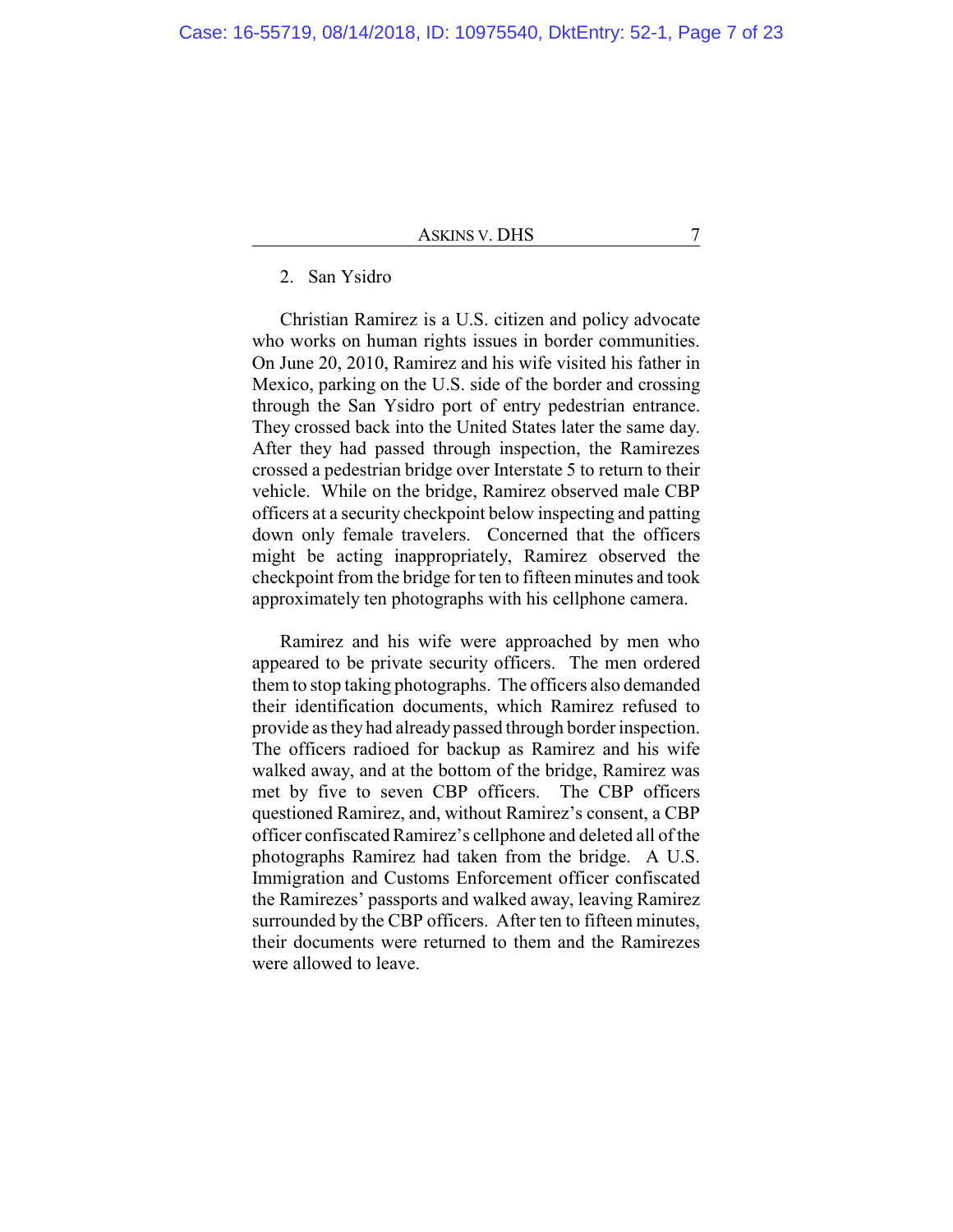2. San Ysidro

Christian Ramirez is a U.S. citizen and policy advocate who works on human rights issues in border communities. On June 20, 2010, Ramirez and his wife visited his father in Mexico, parking on the U.S. side of the border and crossing through the San Ysidro port of entry pedestrian entrance. They crossed back into the United States later the same day. After they had passed through inspection, the Ramirezes crossed a pedestrian bridge over Interstate 5 to return to their vehicle. While on the bridge, Ramirez observed male CBP officers at a security checkpoint below inspecting and patting down only female travelers. Concerned that the officers might be acting inappropriately, Ramirez observed the checkpoint from the bridge for ten to fifteen minutes and took approximately ten photographs with his cellphone camera.

Ramirez and his wife were approached by men who appeared to be private security officers. The men ordered them to stop taking photographs. The officers also demanded their identification documents, which Ramirez refused to provide as they had already passed through border inspection. The officers radioed for backup as Ramirez and his wife walked away, and at the bottom of the bridge, Ramirez was met by five to seven CBP officers. The CBP officers questioned Ramirez, and, without Ramirez's consent, a CBP officer confiscated Ramirez's cellphone and deleted all of the photographs Ramirez had taken from the bridge. A U.S. Immigration and Customs Enforcement officer confiscated the Ramirezes' passports and walked away, leaving Ramirez surrounded by the CBP officers. After ten to fifteen minutes, their documents were returned to them and the Ramirezes were allowed to leave.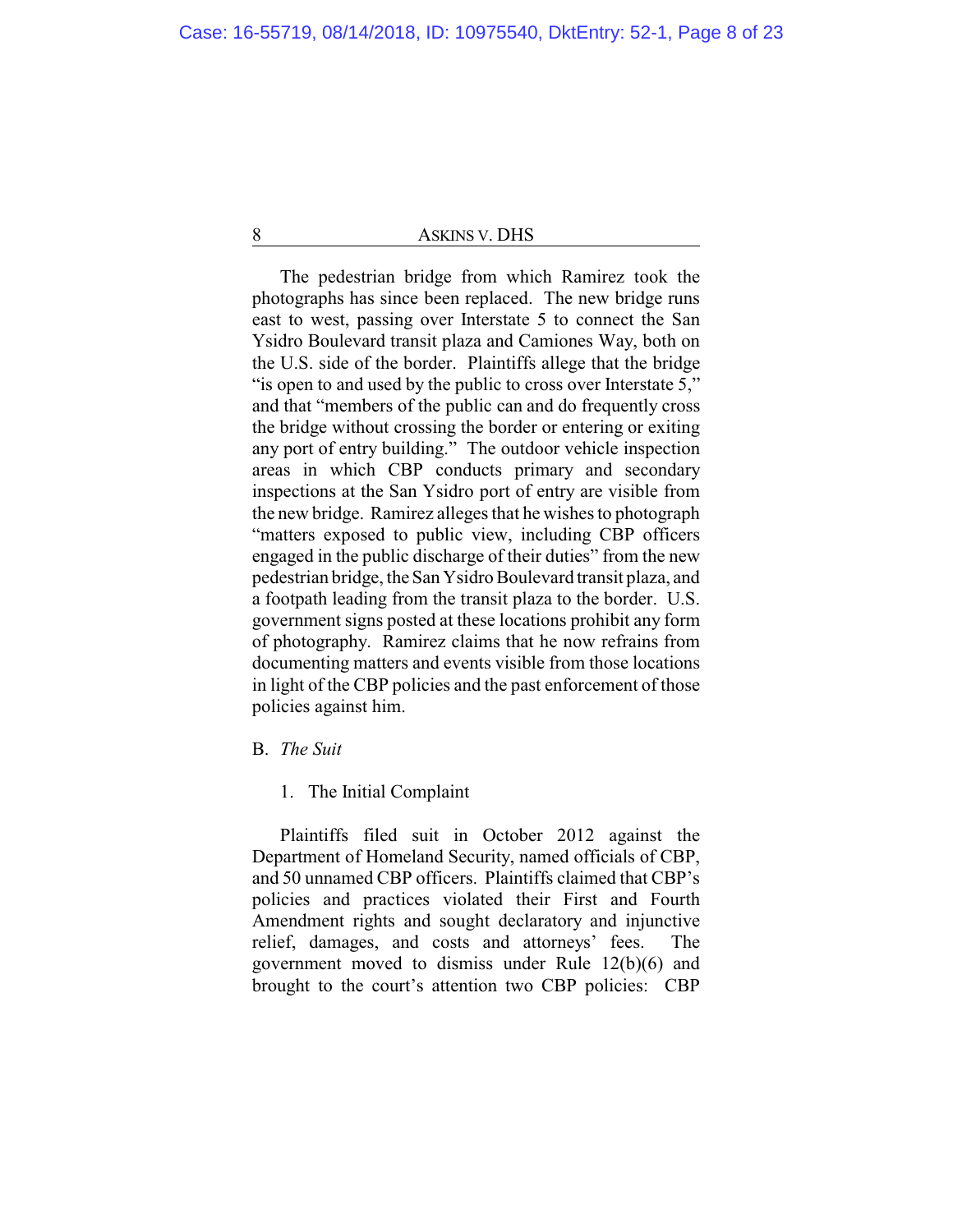The pedestrian bridge from which Ramirez took the photographs has since been replaced. The new bridge runs east to west, passing over Interstate 5 to connect the San Ysidro Boulevard transit plaza and Camiones Way, both on the U.S. side of the border. Plaintiffs allege that the bridge "is open to and used by the public to cross over Interstate 5," and that "members of the public can and do frequently cross the bridge without crossing the border or entering or exiting any port of entry building." The outdoor vehicle inspection areas in which CBP conducts primary and secondary inspections at the San Ysidro port of entry are visible from the new bridge. Ramirez alleges that he wishes to photograph "matters exposed to public view, including CBP officers engaged in the public discharge of their duties" from the new pedestrian bridge, the San Ysidro Boulevard transit plaza, and a footpath leading from the transit plaza to the border. U.S. government signs posted at these locations prohibit any form of photography. Ramirez claims that he now refrains from documenting matters and events visible from those locations in light of the CBP policies and the past enforcement of those policies against him.

B. *The Suit*

1. The Initial Complaint

Plaintiffs filed suit in October 2012 against the Department of Homeland Security, named officials of CBP, and 50 unnamed CBP officers. Plaintiffs claimed that CBP's policies and practices violated their First and Fourth Amendment rights and sought declaratory and injunctive relief, damages, and costs and attorneys' fees. The government moved to dismiss under Rule 12(b)(6) and brought to the court's attention two CBP policies: CBP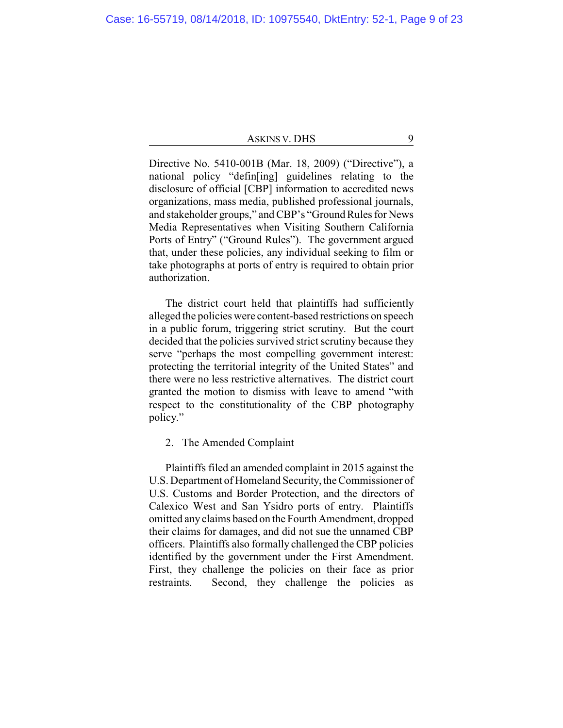Directive No. 5410-001B (Mar. 18, 2009) ("Directive"), a national policy "defin[ing] guidelines relating to the disclosure of official [CBP] information to accredited news organizations, mass media, published professional journals, and stakeholder groups," and CBP's "Ground Rules for News Media Representatives when Visiting Southern California Ports of Entry" ("Ground Rules"). The government argued that, under these policies, any individual seeking to film or take photographs at ports of entry is required to obtain prior authorization.

The district court held that plaintiffs had sufficiently alleged the policies were content-based restrictions on speech in a public forum, triggering strict scrutiny. But the court decided that the policies survived strict scrutiny because they serve "perhaps the most compelling government interest: protecting the territorial integrity of the United States" and there were no less restrictive alternatives. The district court granted the motion to dismiss with leave to amend "with respect to the constitutionality of the CBP photography policy."

2. The Amended Complaint

Plaintiffs filed an amended complaint in 2015 against the U.S. Department of Homeland Security, the Commissioner of U.S. Customs and Border Protection, and the directors of Calexico West and San Ysidro ports of entry. Plaintiffs omitted any claims based on the Fourth Amendment, dropped their claims for damages, and did not sue the unnamed CBP officers. Plaintiffs also formally challenged the CBP policies identified by the government under the First Amendment. First, they challenge the policies on their face as prior restraints. Second, they challenge the policies as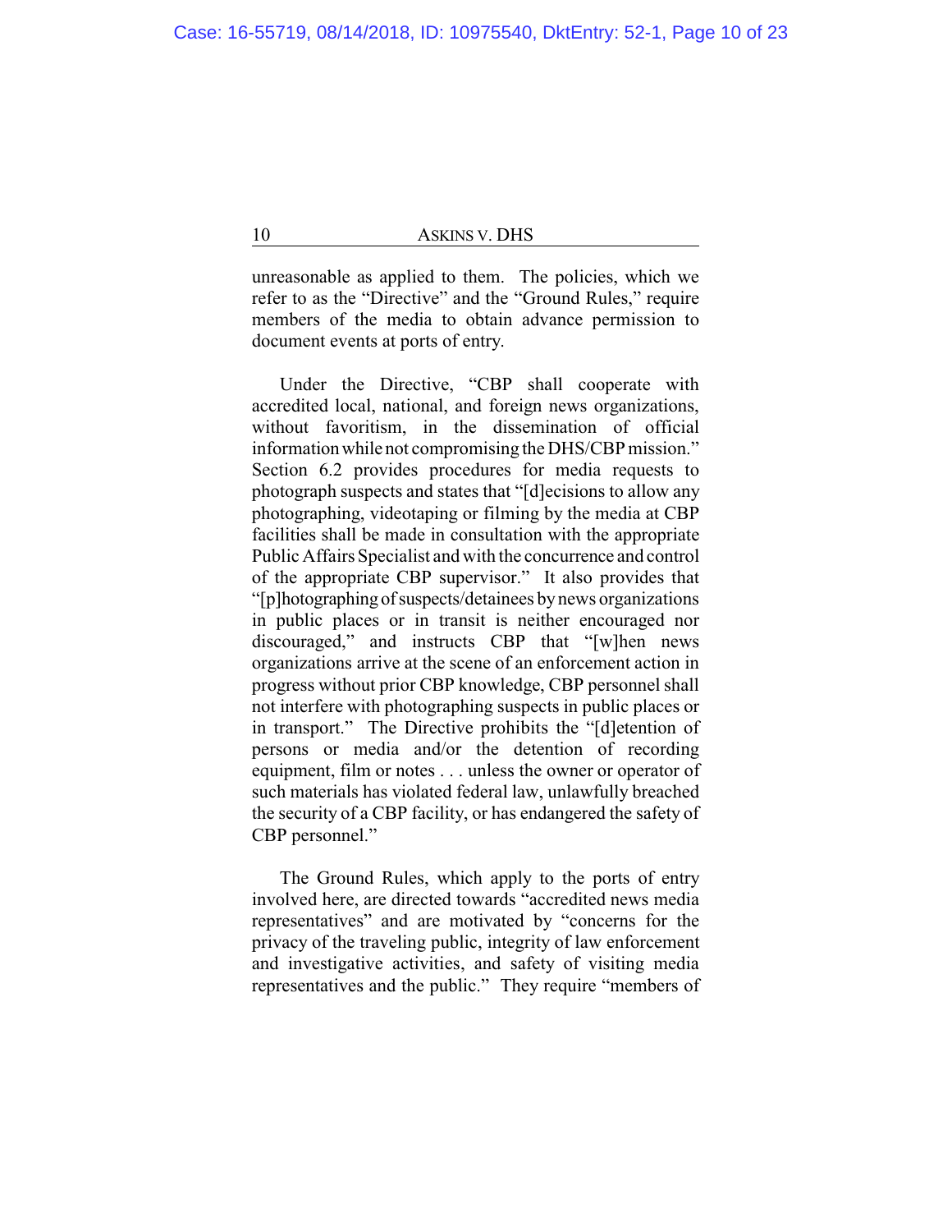unreasonable as applied to them. The policies, which we refer to as the "Directive" and the "Ground Rules," require members of the media to obtain advance permission to document events at ports of entry.

Under the Directive, "CBP shall cooperate with accredited local, national, and foreign news organizations, without favoritism, in the dissemination of official information while not compromising the DHS/CBP mission." Section 6.2 provides procedures for media requests to photograph suspects and states that "[d]ecisions to allow any photographing, videotaping or filming by the media at CBP facilities shall be made in consultation with the appropriate Public Affairs Specialist and with the concurrence and control of the appropriate CBP supervisor." It also provides that "[p]hotographing of suspects/detainees by news organizations in public places or in transit is neither encouraged nor discouraged," and instructs CBP that "[w]hen news organizations arrive at the scene of an enforcement action in progress without prior CBP knowledge, CBP personnel shall not interfere with photographing suspects in public places or in transport." The Directive prohibits the "[d]etention of persons or media and/or the detention of recording equipment, film or notes . . . unless the owner or operator of such materials has violated federal law, unlawfully breached the security of a CBP facility, or has endangered the safety of CBP personnel."

The Ground Rules, which apply to the ports of entry involved here, are directed towards "accredited news media representatives" and are motivated by "concerns for the privacy of the traveling public, integrity of law enforcement and investigative activities, and safety of visiting media representatives and the public." They require "members of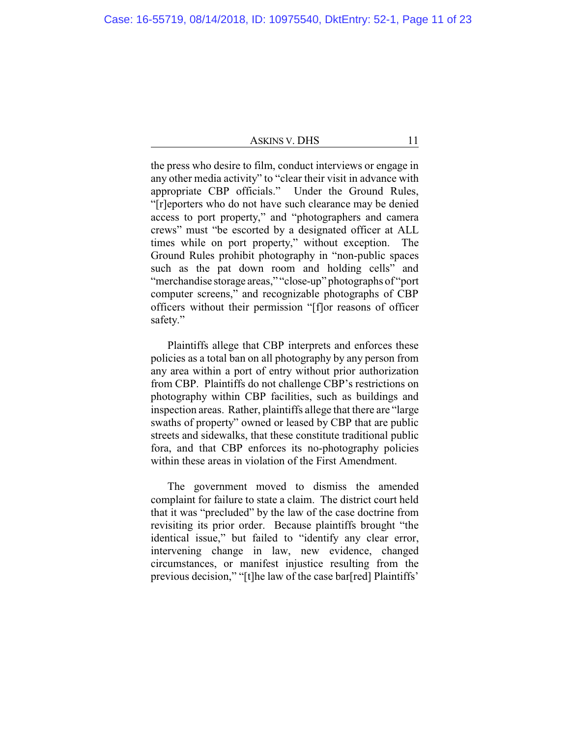the press who desire to film, conduct interviews or engage in any other media activity" to "clear their visit in advance with appropriate CBP officials." Under the Ground Rules, "[r]eporters who do not have such clearance may be denied access to port property," and "photographers and camera crews" must "be escorted by a designated officer at ALL times while on port property," without exception. The Ground Rules prohibit photography in "non-public spaces such as the pat down room and holding cells" and "merchandise storage areas," "close-up" photographs of "port computer screens," and recognizable photographs of CBP officers without their permission "[f]or reasons of officer safety."

Plaintiffs allege that CBP interprets and enforces these policies as a total ban on all photography by any person from any area within a port of entry without prior authorization from CBP. Plaintiffs do not challenge CBP's restrictions on photography within CBP facilities, such as buildings and inspection areas. Rather, plaintiffs allege that there are "large swaths of property" owned or leased by CBP that are public streets and sidewalks, that these constitute traditional public fora, and that CBP enforces its no-photography policies within these areas in violation of the First Amendment.

The government moved to dismiss the amended complaint for failure to state a claim. The district court held that it was "precluded" by the law of the case doctrine from revisiting its prior order. Because plaintiffs brought "the identical issue," but failed to "identify any clear error, intervening change in law, new evidence, changed circumstances, or manifest injustice resulting from the previous decision," "[t]he law of the case bar[red] Plaintiffs'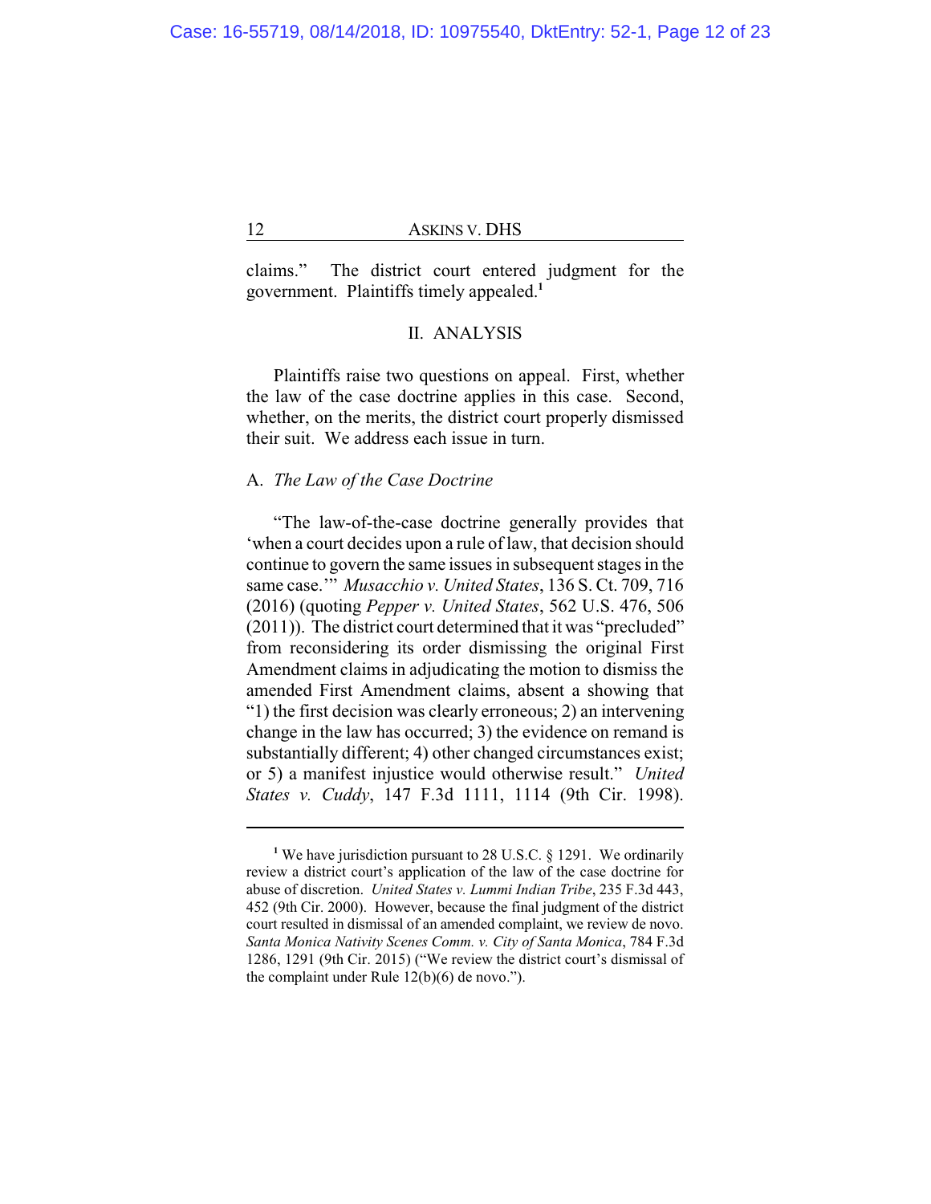claims." The district court entered judgment for the government. Plaintiffs timely appealed.[1]

## II. ANALYSIS

Plaintiffs raise two questions on appeal. First, whether the law of the case doctrine applies in this case. Second, whether, on the merits, the district court properly dismissed their suit. We address each issue in turn.

### A. *The Law of the Case Doctrine*

"The law-of-the-case doctrine generally provides that 'when a court decides upon a rule of law, that decision should continue to govern the same issues in subsequent stages in the same case.'" *Musacchio v. United States*, 136 S. Ct. 709, 716 (2016) (quoting *Pepper v. United States*, 562 U.S. 476, 506 (2011)). The district court determined that it was "precluded" from reconsidering its order dismissing the original First Amendment claims in adjudicating the motion to dismiss the amended First Amendment claims, absent a showing that "1) the first decision was clearly erroneous; 2) an intervening change in the law has occurred; 3) the evidence on remand is substantially different; 4) other changed circumstances exist; or 5) a manifest injustice would otherwise result." *United States v. Cuddy*, 147 F.3d 1111, 1114 (9th Cir. 1998).

---

[1] We have jurisdiction pursuant to 28 U.S.C. § 1291. We ordinarily review a district court's application of the law of the case doctrine for abuse of discretion. *United States v. Lummi Indian Tribe*, 235 F.3d 443, 452 (9th Cir. 2000). However, because the final judgment of the district court resulted in dismissal of an amended complaint, we review de novo. *Santa Monica Nativity Scenes Comm. v. City of Santa Monica*, 784 F.3d 1286, 1291 (9th Cir. 2015) ("We review the district court's dismissal of the complaint under Rule 12(b)(6) de novo.").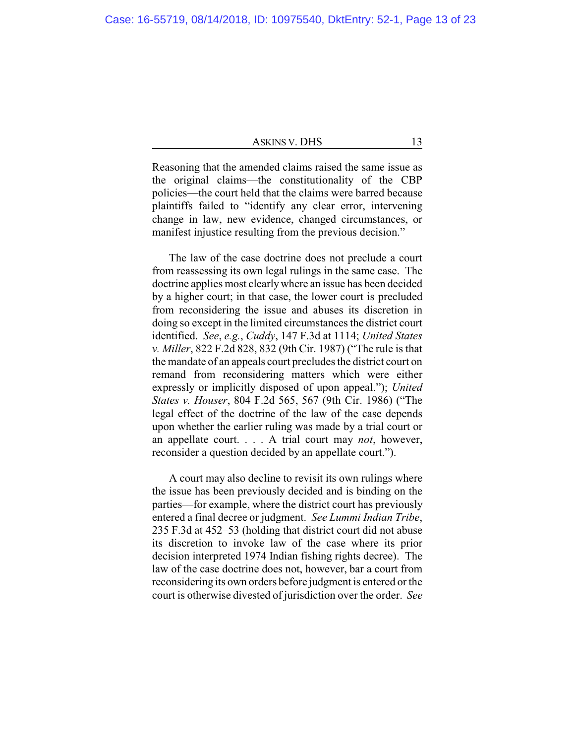Reasoning that the amended claims raised the same issue as the original claims—the constitutionality of the CBP policies—the court held that the claims were barred because plaintiffs failed to "identify any clear error, intervening change in law, new evidence, changed circumstances, or manifest injustice resulting from the previous decision."

The law of the case doctrine does not preclude a court from reassessing its own legal rulings in the same case. The doctrine applies most clearly where an issue has been decided by a higher court; in that case, the lower court is precluded from reconsidering the issue and abuses its discretion in doing so except in the limited circumstances the district court identified. *See*, *e.g.*, *Cuddy*, 147 F.3d at 1114; *United States v. Miller*, 822 F.2d 828, 832 (9th Cir. 1987) ("The rule is that the mandate of an appeals court precludes the district court on remand from reconsidering matters which were either expressly or implicitly disposed of upon appeal."); *United States v. Houser*, 804 F.2d 565, 567 (9th Cir. 1986) ("The legal effect of the doctrine of the law of the case depends upon whether the earlier ruling was made by a trial court or an appellate court. . . . A trial court may *not*, however, reconsider a question decided by an appellate court.").

A court may also decline to revisit its own rulings where the issue has been previously decided and is binding on the parties—for example, where the district court has previously entered a final decree or judgment. *See Lummi Indian Tribe*, 235 F.3d at 452–53 (holding that district court did not abuse its discretion to invoke law of the case where its prior decision interpreted 1974 Indian fishing rights decree). The law of the case doctrine does not, however, bar a court from reconsidering its own orders before judgment is entered or the court is otherwise divested of jurisdiction over the order. *See*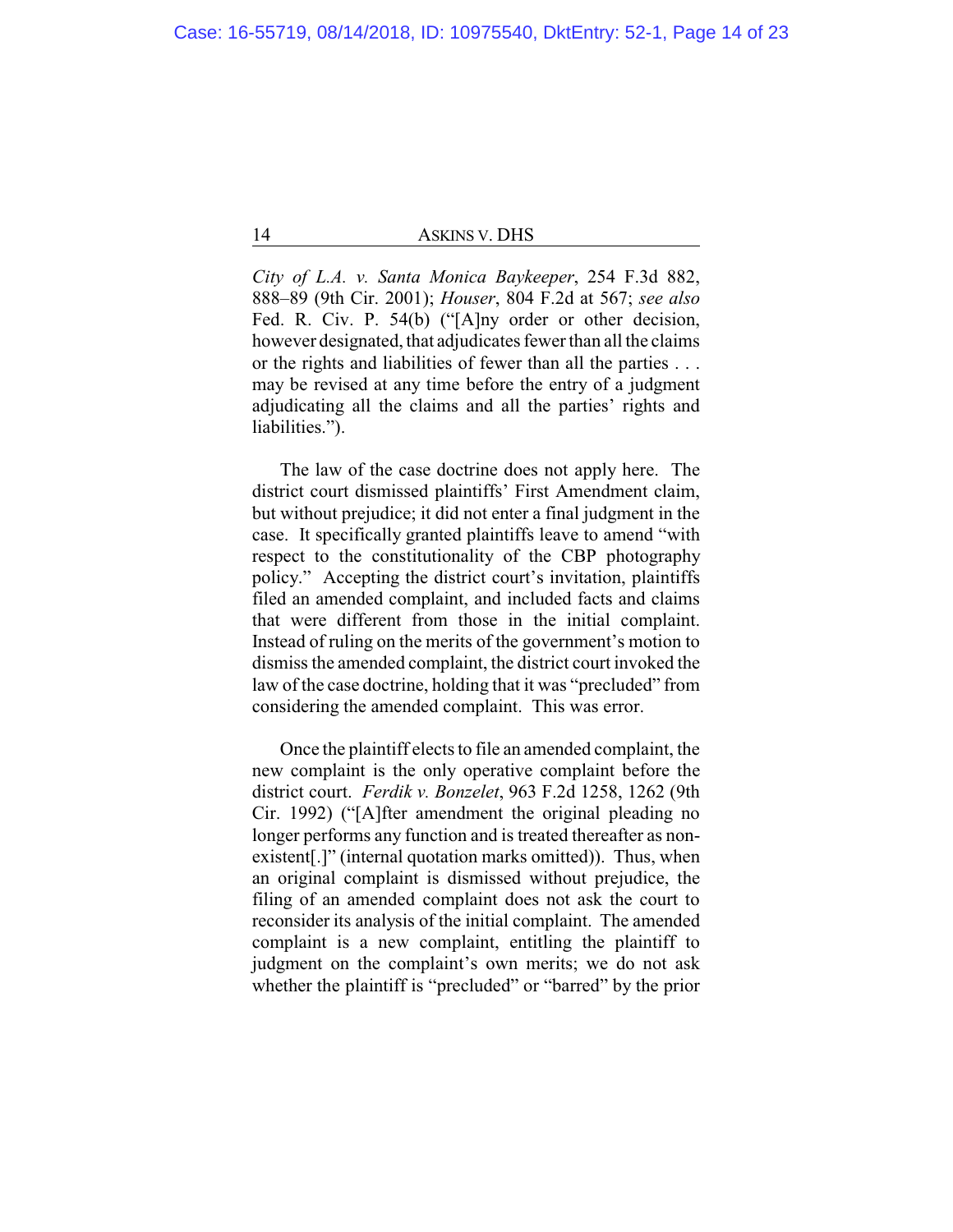*City of L.A. v. Santa Monica Baykeeper*, 254 F.3d 882, 888–89 (9th Cir. 2001); *Houser*, 804 F.2d at 567; *see also* Fed. R. Civ. P. 54(b) ("[A]ny order or other decision, however designated, that adjudicates fewer than all the claims or the rights and liabilities of fewer than all the parties . . . may be revised at any time before the entry of a judgment adjudicating all the claims and all the parties' rights and liabilities.").

The law of the case doctrine does not apply here. The district court dismissed plaintiffs' First Amendment claim, but without prejudice; it did not enter a final judgment in the case. It specifically granted plaintiffs leave to amend "with respect to the constitutionality of the CBP photography policy." Accepting the district court's invitation, plaintiffs filed an amended complaint, and included facts and claims that were different from those in the initial complaint. Instead of ruling on the merits of the government's motion to dismiss the amended complaint, the district court invoked the law of the case doctrine, holding that it was "precluded" from considering the amended complaint. This was error.

Once the plaintiff elects to file an amended complaint, the new complaint is the only operative complaint before the district court. *Ferdik v. Bonzelet*, 963 F.2d 1258, 1262 (9th Cir. 1992) ("[A]fter amendment the original pleading no longer performs any function and is treated thereafter as non-existent[.]" (internal quotation marks omitted)). Thus, when an original complaint is dismissed without prejudice, the filing of an amended complaint does not ask the court to reconsider its analysis of the initial complaint. The amended complaint is a new complaint, entitling the plaintiff to judgment on the complaint's own merits; we do not ask whether the plaintiff is "precluded" or "barred" by the prior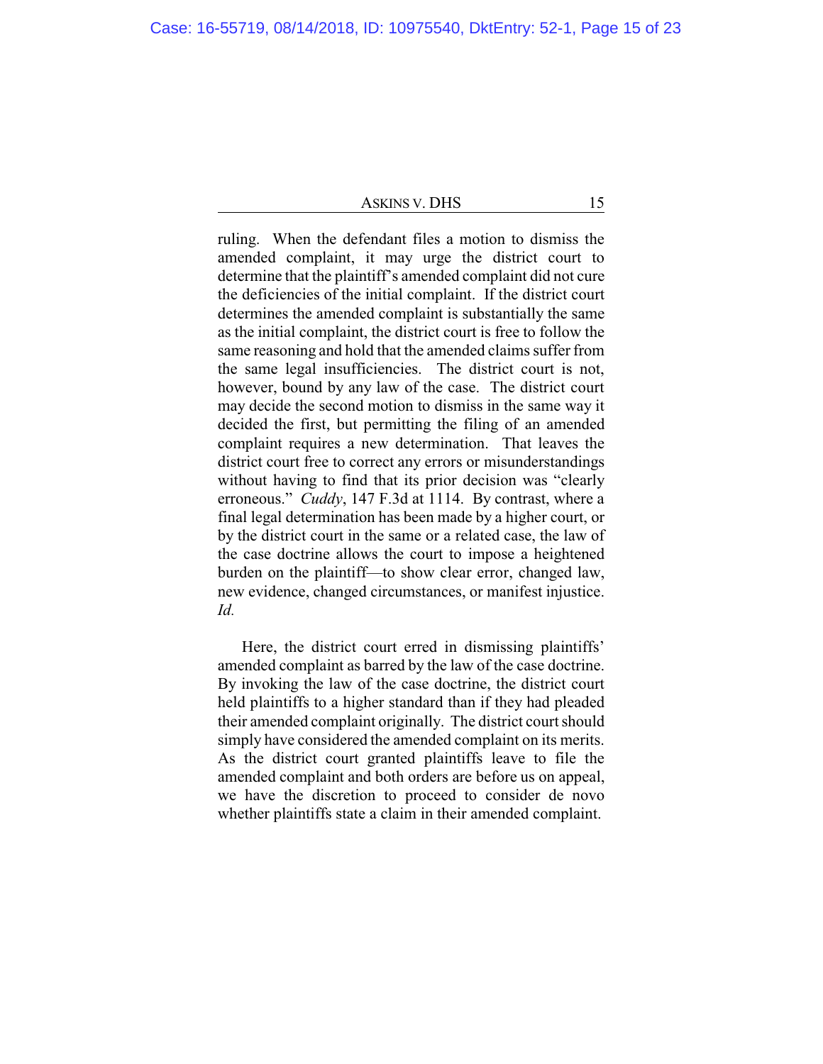ruling. When the defendant files a motion to dismiss the amended complaint, it may urge the district court to determine that the plaintiff's amended complaint did not cure the deficiencies of the initial complaint. If the district court determines the amended complaint is substantially the same as the initial complaint, the district court is free to follow the same reasoning and hold that the amended claims suffer from the same legal insufficiencies. The district court is not, however, bound by any law of the case. The district court may decide the second motion to dismiss in the same way it decided the first, but permitting the filing of an amended complaint requires a new determination. That leaves the district court free to correct any errors or misunderstandings without having to find that its prior decision was "clearly erroneous." *Cuddy*, 147 F.3d at 1114. By contrast, where a final legal determination has been made by a higher court, or by the district court in the same or a related case, the law of the case doctrine allows the court to impose a heightened burden on the plaintiff—to show clear error, changed law, new evidence, changed circumstances, or manifest injustice. *Id.*

Here, the district court erred in dismissing plaintiffs' amended complaint as barred by the law of the case doctrine. By invoking the law of the case doctrine, the district court held plaintiffs to a higher standard than if they had pleaded their amended complaint originally. The district court should simply have considered the amended complaint on its merits. As the district court granted plaintiffs leave to file the amended complaint and both orders are before us on appeal, we have the discretion to proceed to consider de novo whether plaintiffs state a claim in their amended complaint.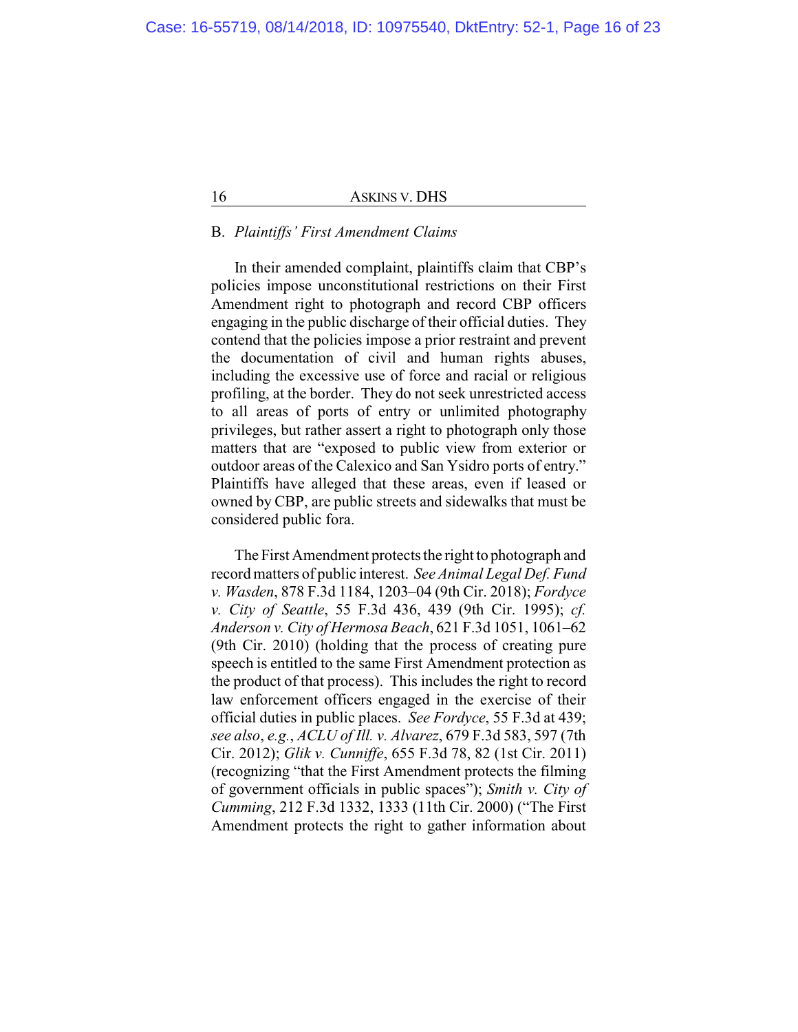B. *Plaintiffs' First Amendment Claims*

In their amended complaint, plaintiffs claim that CBP's policies impose unconstitutional restrictions on their First Amendment right to photograph and record CBP officers engaging in the public discharge of their official duties. They contend that the policies impose a prior restraint and prevent the documentation of civil and human rights abuses, including the excessive use of force and racial or religious profiling, at the border. They do not seek unrestricted access to all areas of ports of entry or unlimited photography privileges, but rather assert a right to photograph only those matters that are "exposed to public view from exterior or outdoor areas of the Calexico and San Ysidro ports of entry." Plaintiffs have alleged that these areas, even if leased or owned by CBP, are public streets and sidewalks that must be considered public fora.

The First Amendment protects the right to photograph and record matters of public interest. *See Animal Legal Def. Fund v. Wasden*, 878 F.3d 1184, 1203–04 (9th Cir. 2018); *Fordyce v. City of Seattle*, 55 F.3d 436, 439 (9th Cir. 1995); *cf. Anderson v. City of Hermosa Beach*, 621 F.3d 1051, 1061–62 (9th Cir. 2010) (holding that the process of creating pure speech is entitled to the same First Amendment protection as the product of that process). This includes the right to record law enforcement officers engaged in the exercise of their official duties in public places. *See Fordyce*, 55 F.3d at 439; *see also*, *e.g.*, *ACLU of Ill. v. Alvarez*, 679 F.3d 583, 597 (7th Cir. 2012); *Glik v. Cunniffe*, 655 F.3d 78, 82 (1st Cir. 2011) (recognizing "that the First Amendment protects the filming of government officials in public spaces"); *Smith v. City of Cumming*, 212 F.3d 1332, 1333 (11th Cir. 2000) ("The First Amendment protects the right to gather information about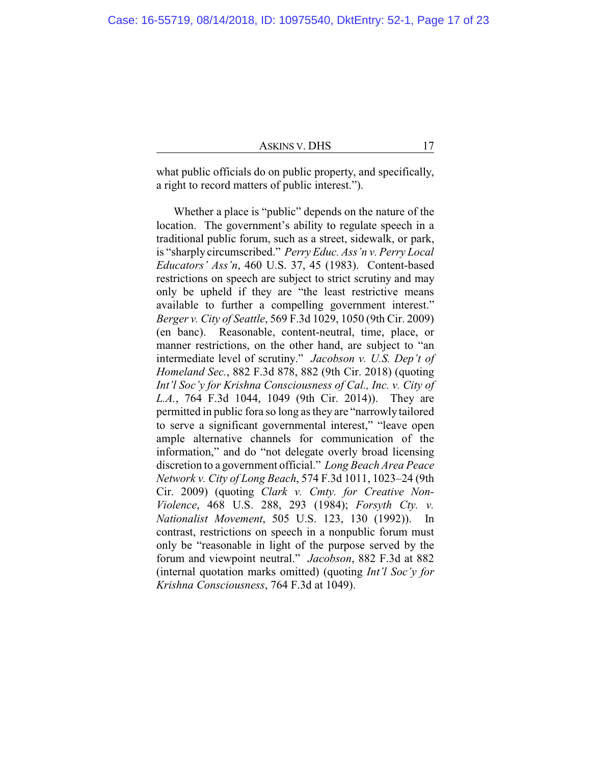what public officials do on public property, and specifically, a right to record matters of public interest.").

Whether a place is "public" depends on the nature of the location. The government's ability to regulate speech in a traditional public forum, such as a street, sidewalk, or park, is "sharply circumscribed." *Perry Educ. Ass'n v. Perry Local Educators' Ass'n*, 460 U.S. 37, 45 (1983). Content-based restrictions on speech are subject to strict scrutiny and may only be upheld if they are "the least restrictive means available to further a compelling government interest." *Berger v. City of Seattle*, 569 F.3d 1029, 1050 (9th Cir. 2009) (en banc). Reasonable, content-neutral, time, place, or manner restrictions, on the other hand, are subject to "an intermediate level of scrutiny." *Jacobson v. U.S. Dep't of Homeland Sec.*, 882 F.3d 878, 882 (9th Cir. 2018) (quoting *Int'l Soc'y for Krishna Consciousness of Cal., Inc. v. City of L.A.*, 764 F.3d 1044, 1049 (9th Cir. 2014)). They are permitted in public fora so long as they are "narrowly tailored to serve a significant governmental interest," "leave open ample alternative channels for communication of the information," and do "not delegate overly broad licensing discretion to a government official." *Long Beach Area Peace Network v. City of Long Beach*, 574 F.3d 1011, 1023–24 (9th Cir. 2009) (quoting *Clark v. Cmty. for Creative Non-Violence*, 468 U.S. 288, 293 (1984); *Forsyth Cty. v. Nationalist Movement*, 505 U.S. 123, 130 (1992)). In contrast, restrictions on speech in a nonpublic forum must only be "reasonable in light of the purpose served by the forum and viewpoint neutral." *Jacobson*, 882 F.3d at 882 (internal quotation marks omitted) (quoting *Int'l Soc'y for Krishna Consciousness*, 764 F.3d at 1049).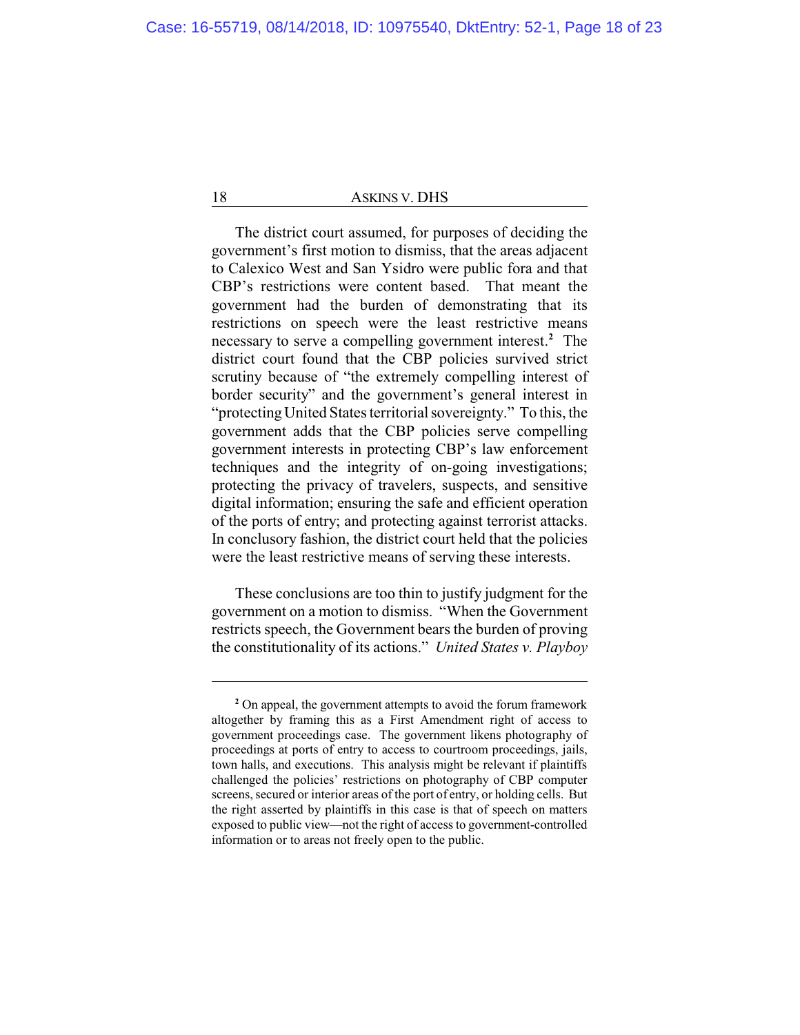The district court assumed, for purposes of deciding the government's first motion to dismiss, that the areas adjacent to Calexico West and San Ysidro were public fora and that CBP's restrictions were content based. That meant the government had the burden of demonstrating that its restrictions on speech were the least restrictive means necessary to serve a compelling government interest.[2] The district court found that the CBP policies survived strict scrutiny because of "the extremely compelling interest of border security" and the government's general interest in "protecting United States territorial sovereignty." To this, the government adds that the CBP policies serve compelling government interests in protecting CBP's law enforcement techniques and the integrity of on-going investigations; protecting the privacy of travelers, suspects, and sensitive digital information; ensuring the safe and efficient operation of the ports of entry; and protecting against terrorist attacks. In conclusory fashion, the district court held that the policies were the least restrictive means of serving these interests.

These conclusions are too thin to justify judgment for the government on a motion to dismiss. "When the Government restricts speech, the Government bears the burden of proving the constitutionality of its actions." *United States v. Playboy*

---

[2] On appeal, the government attempts to avoid the forum framework altogether by framing this as a First Amendment right of access to government proceedings case. The government likens photography of proceedings at ports of entry to access to courtroom proceedings, jails, town halls, and executions. This analysis might be relevant if plaintiffs challenged the policies' restrictions on photography of CBP computer screens, secured or interior areas of the port of entry, or holding cells. But the right asserted by plaintiffs in this case is that of speech on matters exposed to public view—not the right of access to government-controlled information or to areas not freely open to the public.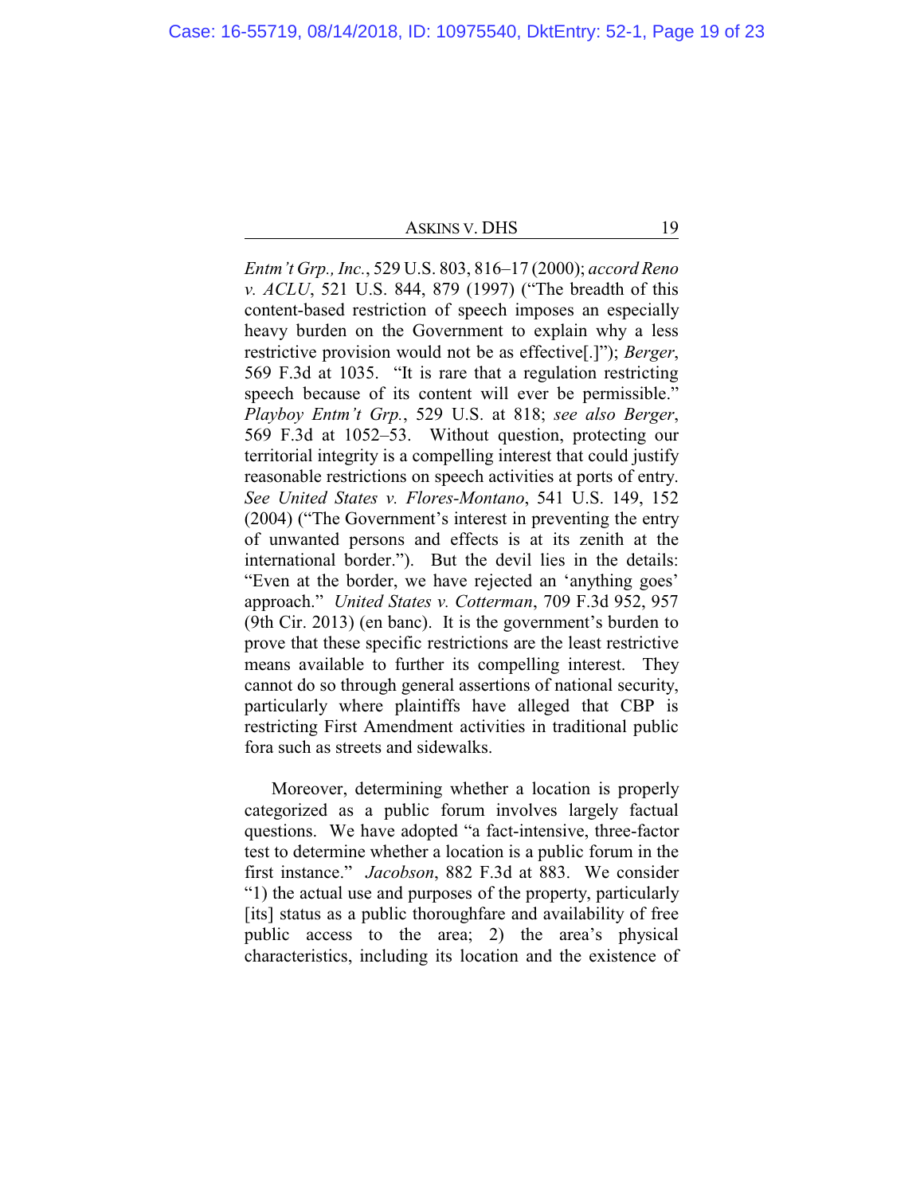*Entm't Grp., Inc.*, 529 U.S. 803, 816–17 (2000); *accord Reno v. ACLU*, 521 U.S. 844, 879 (1997) ("The breadth of this content-based restriction of speech imposes an especially heavy burden on the Government to explain why a less restrictive provision would not be as effective[.]"); *Berger*, 569 F.3d at 1035. "It is rare that a regulation restricting speech because of its content will ever be permissible." *Playboy Entm't Grp.*, 529 U.S. at 818; *see also Berger*, 569 F.3d at 1052–53. Without question, protecting our territorial integrity is a compelling interest that could justify reasonable restrictions on speech activities at ports of entry. *See United States v. Flores-Montano*, 541 U.S. 149, 152 (2004) ("The Government's interest in preventing the entry of unwanted persons and effects is at its zenith at the international border."). But the devil lies in the details: "Even at the border, we have rejected an 'anything goes' approach." *United States v. Cotterman*, 709 F.3d 952, 957 (9th Cir. 2013) (en banc). It is the government's burden to prove that these specific restrictions are the least restrictive means available to further its compelling interest. They cannot do so through general assertions of national security, particularly where plaintiffs have alleged that CBP is restricting First Amendment activities in traditional public fora such as streets and sidewalks.

Moreover, determining whether a location is properly categorized as a public forum involves largely factual questions. We have adopted "a fact-intensive, three-factor test to determine whether a location is a public forum in the first instance." *Jacobson*, 882 F.3d at 883. We consider "1) the actual use and purposes of the property, particularly [its] status as a public thoroughfare and availability of free public access to the area; 2) the area's physical characteristics, including its location and the existence of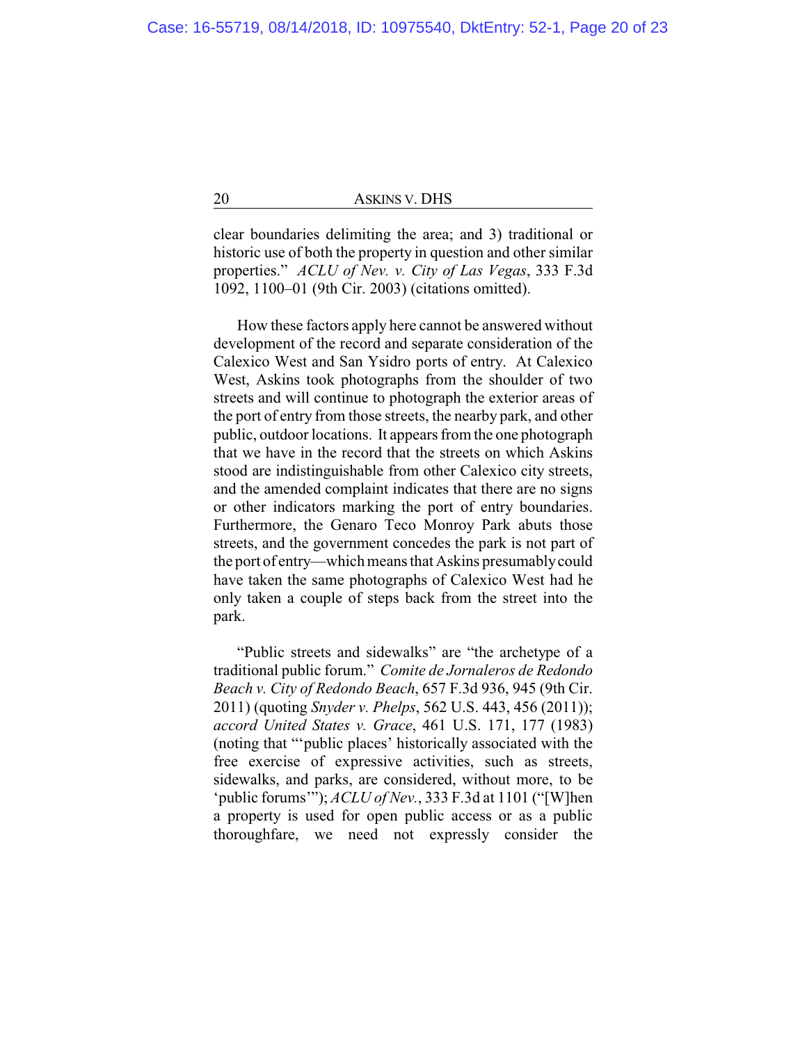clear boundaries delimiting the area; and 3) traditional or historic use of both the property in question and other similar properties." *ACLU of Nev. v. City of Las Vegas*, 333 F.3d 1092, 1100–01 (9th Cir. 2003) (citations omitted).

How these factors apply here cannot be answered without development of the record and separate consideration of the Calexico West and San Ysidro ports of entry. At Calexico West, Askins took photographs from the shoulder of two streets and will continue to photograph the exterior areas of the port of entry from those streets, the nearby park, and other public, outdoor locations. It appears from the one photograph that we have in the record that the streets on which Askins stood are indistinguishable from other Calexico city streets, and the amended complaint indicates that there are no signs or other indicators marking the port of entry boundaries. Furthermore, the Genaro Teco Monroy Park abuts those streets, and the government concedes the park is not part of the port of entry—which means that Askins presumably could have taken the same photographs of Calexico West had he only taken a couple of steps back from the street into the park.

"Public streets and sidewalks" are "the archetype of a traditional public forum." *Comite de Jornaleros de Redondo Beach v. City of Redondo Beach*, 657 F.3d 936, 945 (9th Cir. 2011) (quoting *Snyder v. Phelps*, 562 U.S. 443, 456 (2011)); *accord United States v. Grace*, 461 U.S. 171, 177 (1983) (noting that "'public places' historically associated with the free exercise of expressive activities, such as streets, sidewalks, and parks, are considered, without more, to be 'public forums'"); *ACLU of Nev.*, 333 F.3d at 1101 ("[W]hen a property is used for open public access or as a public thoroughfare, we need not expressly consider the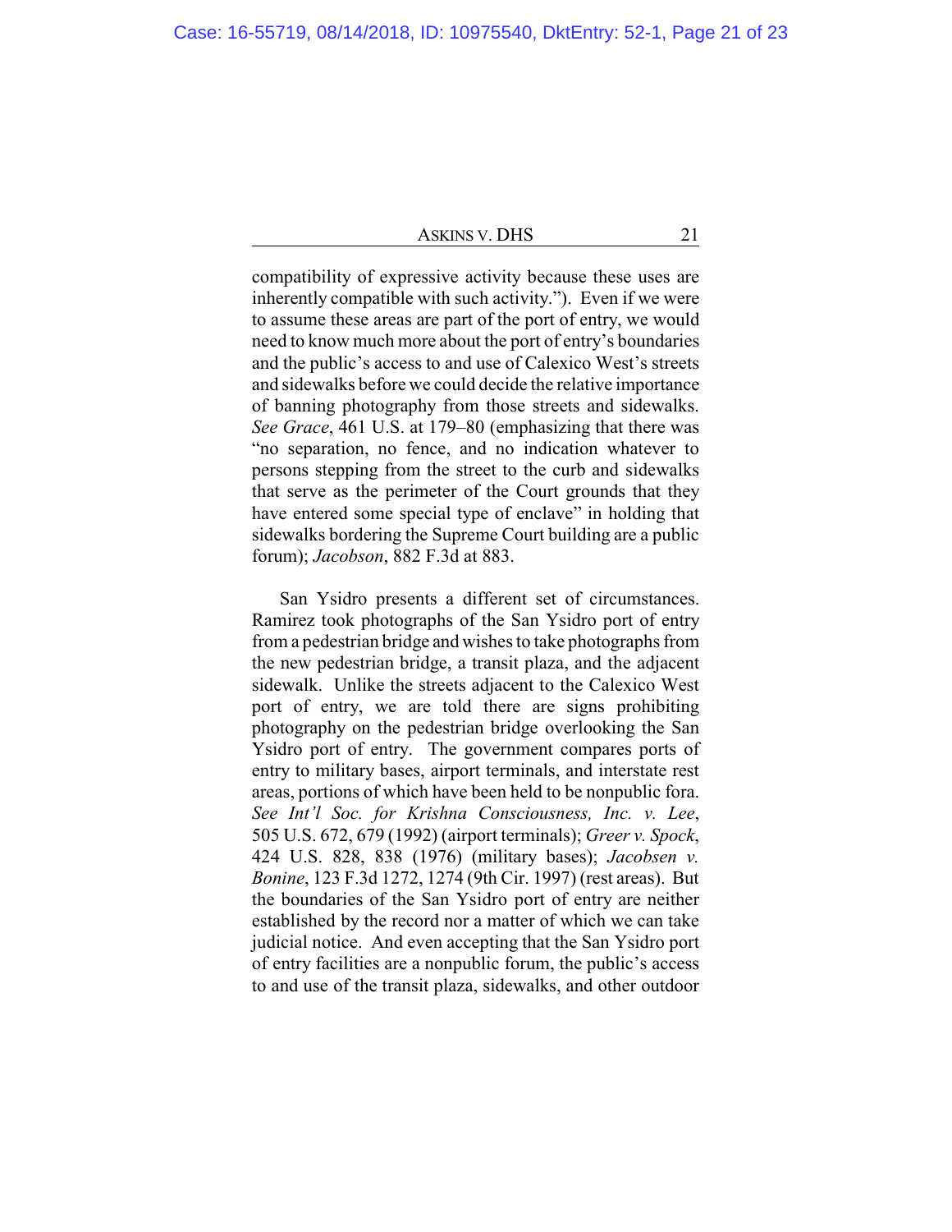compatibility of expressive activity because these uses are inherently compatible with such activity."). Even if we were to assume these areas are part of the port of entry, we would need to know much more about the port of entry's boundaries and the public's access to and use of Calexico West's streets and sidewalks before we could decide the relative importance of banning photography from those streets and sidewalks. *See Grace*, 461 U.S. at 179–80 (emphasizing that there was "no separation, no fence, and no indication whatever to persons stepping from the street to the curb and sidewalks that serve as the perimeter of the Court grounds that they have entered some special type of enclave" in holding that sidewalks bordering the Supreme Court building are a public forum); *Jacobson*, 882 F.3d at 883.

San Ysidro presents a different set of circumstances. Ramirez took photographs of the San Ysidro port of entry from a pedestrian bridge and wishes to take photographs from the new pedestrian bridge, a transit plaza, and the adjacent sidewalk. Unlike the streets adjacent to the Calexico West port of entry, we are told there are signs prohibiting photography on the pedestrian bridge overlooking the San Ysidro port of entry. The government compares ports of entry to military bases, airport terminals, and interstate rest areas, portions of which have been held to be nonpublic fora. *See Int'l Soc. for Krishna Consciousness, Inc. v. Lee*, 505 U.S. 672, 679 (1992) (airport terminals); *Greer v. Spock*, 424 U.S. 828, 838 (1976) (military bases); *Jacobsen v. Bonine*, 123 F.3d 1272, 1274 (9th Cir. 1997) (rest areas). But the boundaries of the San Ysidro port of entry are neither established by the record nor a matter of which we can take judicial notice. And even accepting that the San Ysidro port of entry facilities are a nonpublic forum, the public's access to and use of the transit plaza, sidewalks, and other outdoor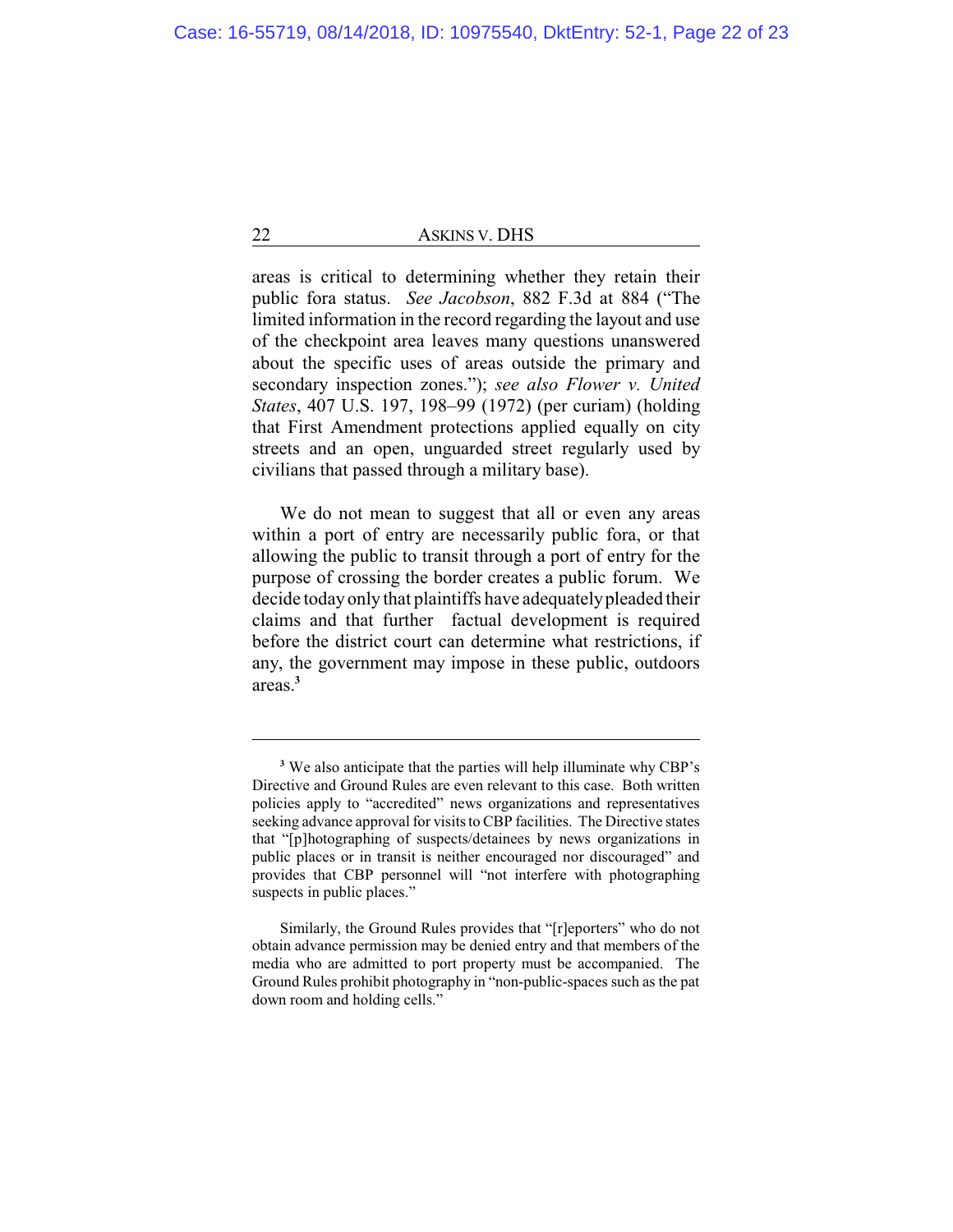areas is critical to determining whether they retain their public fora status. *See Jacobson*, 882 F.3d at 884 ("The limited information in the record regarding the layout and use of the checkpoint area leaves many questions unanswered about the specific uses of areas outside the primary and secondary inspection zones."); *see also Flower v. United States*, 407 U.S. 197, 198–99 (1972) (per curiam) (holding that First Amendment protections applied equally on city streets and an open, unguarded street regularly used by civilians that passed through a military base).

We do not mean to suggest that all or even any areas within a port of entry are necessarily public fora, or that allowing the public to transit through a port of entry for the purpose of crossing the border creates a public forum. We decide today only that plaintiffs have adequately pleaded their claims and that further factual development is required before the district court can determine what restrictions, if any, the government may impose in these public, outdoors areas.[3]

---

[3] We also anticipate that the parties will help illuminate why CBP's Directive and Ground Rules are even relevant to this case. Both written policies apply to "accredited" news organizations and representatives seeking advance approval for visits to CBP facilities. The Directive states that "[p]hotographing of suspects/detainees by news organizations in public places or in transit is neither encouraged nor discouraged" and provides that CBP personnel will "not interfere with photographing suspects in public places."

Similarly, the Ground Rules provides that "[r]eporters" who do not obtain advance permission may be denied entry and that members of the media who are admitted to port property must be accompanied. The Ground Rules prohibit photography in "non-public-spaces such as the pat down room and holding cells."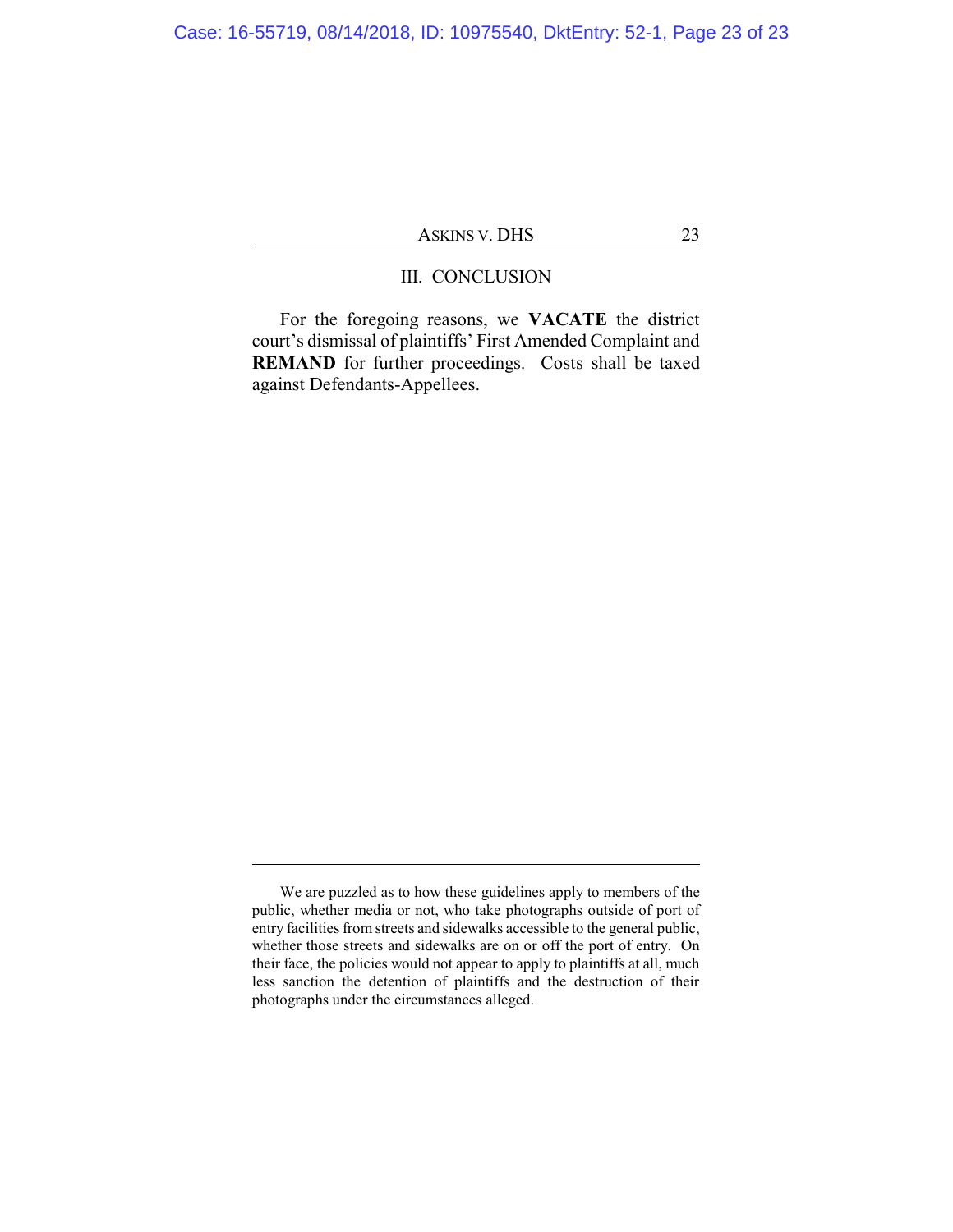## III. CONCLUSION

For the foregoing reasons, we **VACATE** the district court's dismissal of plaintiffs' First Amended Complaint and **REMAND** for further proceedings. Costs shall be taxed against Defendants-Appellees.

---

We are puzzled as to how these guidelines apply to members of the public, whether media or not, who take photographs outside of port of entry facilities from streets and sidewalks accessible to the general public, whether those streets and sidewalks are on or off the port of entry. On their face, the policies would not appear to apply to plaintiffs at all, much less sanction the detention of plaintiffs and the destruction of their photographs under the circumstances alleged.